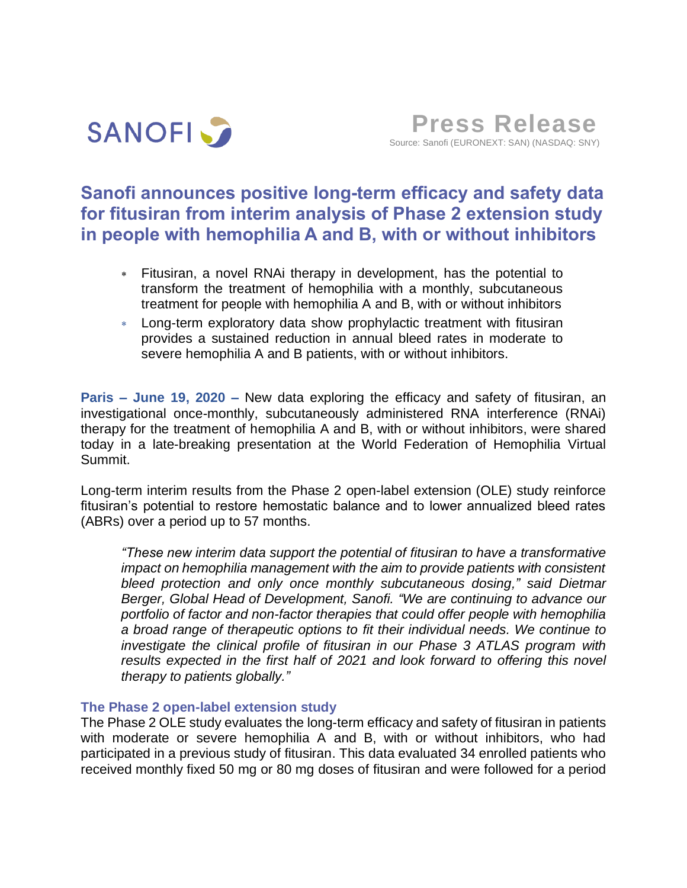SANOFI

**Press Release**

Source: Sanofi (EURONEXT: SAN) (NASDAQ: SNY)

# Sanofi announces positive long-term efficacy and safety data for fitusiran from interim analysis of Phase 2 extension study in people with hemophilia A and B, with or without inhibitors

- Fitusiran, a novel RNAi therapy in development, has the potential to transform the treatment of hemophilia with a monthly, subcutaneous treatment for people with hemophilia A and B, with or without inhibitors
- Long-term exploratory data show prophylactic treatment with fitusiran provides a sustained reduction in annual bleed rates in moderate to severe hemophilia A and B patients, with or without inhibitors.

**Paris – June 19, 2020 –** New data exploring the efficacy and safety of fitusiran, an investigational once-monthly, subcutaneously administered RNA interference (RNAi) therapy for the treatment of hemophilia A and B, with or without inhibitors, were shared today in a late-breaking presentation at the World Federation of Hemophilia Virtual Summit.

Long-term interim results from the Phase 2 open-label extension (OLE) study reinforce fitusiran's potential to restore hemostatic balance and to lower annualized bleed rates (ABRs) over a period up to 57 months.

*"These new interim data support the potential of fitusiran to have a transformative impact on hemophilia management with the aim to provide patients with consistent bleed protection and only once monthly subcutaneous dosing," said Dietmar Berger, Global Head of Development, Sanofi. "We are continuing to advance our portfolio of factor and non-factor therapies that could offer people with hemophilia a broad range of therapeutic options to fit their individual needs. We continue to investigate the clinical profile of fitusiran in our Phase 3 ATLAS program with results expected in the first half of 2021 and look forward to offering this novel therapy to patients globally."*

## The Phase 2 open-label extension study

The Phase 2 OLE study evaluates the long-term efficacy and safety of fitusiran in patients with moderate or severe hemophilia A and B, with or without inhibitors, who had participated in a previous study of fitusiran. This data evaluated 34 enrolled patients who received monthly fixed 50 mg or 80 mg doses of fitusiran and were followed for a period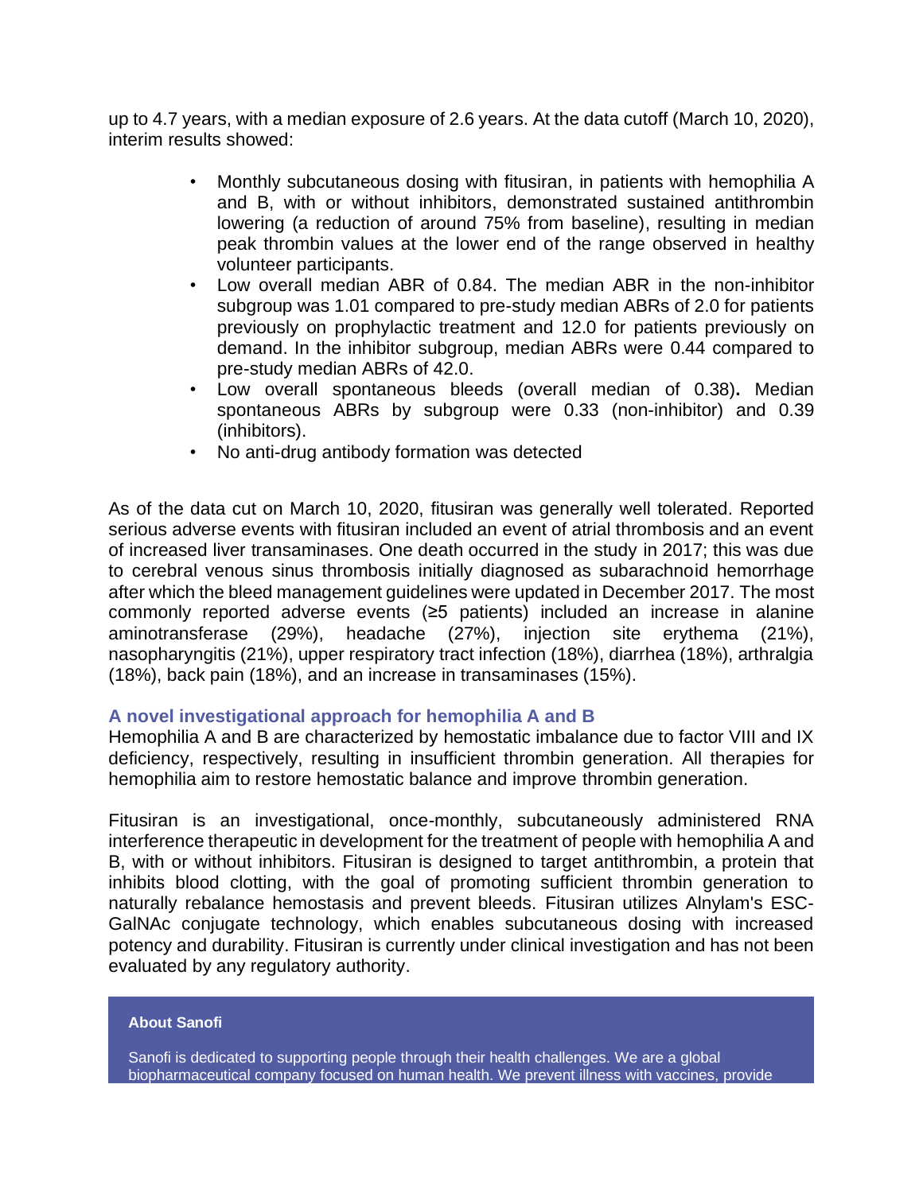up to 4.7 years, with a median exposure of 2.6 years. At the data cutoff (March 10, 2020), interim results showed:

- Monthly subcutaneous dosing with fitusiran, in patients with hemophilia A and B, with or without inhibitors, demonstrated sustained antithrombin lowering (a reduction of around 75% from baseline), resulting in median peak thrombin values at the lower end of the range observed in healthy volunteer participants.
- Low overall median ABR of 0.84. The median ABR in the non-inhibitor subgroup was 1.01 compared to pre-study median ABRs of 2.0 for patients previously on prophylactic treatment and 12.0 for patients previously on demand. In the inhibitor subgroup, median ABRs were 0.44 compared to pre-study median ABRs of 42.0.
- Low overall spontaneous bleeds (overall median of 0.38)**.** Median spontaneous ABRs by subgroup were 0.33 (non-inhibitor) and 0.39 (inhibitors).
- No anti-drug antibody formation was detected

As of the data cut on March 10, 2020, fitusiran was generally well tolerated. Reported serious adverse events with fitusiran included an event of atrial thrombosis and an event of increased liver transaminases. One death occurred in the study in 2017; this was due to cerebral venous sinus thrombosis initially diagnosed as subarachnoid hemorrhage after which the bleed management guidelines were updated in December 2017. The most commonly reported adverse events (≥5 patients) included an increase in alanine aminotransferase (29%), headache (27%), injection site erythema (21%), nasopharyngitis (21%), upper respiratory tract infection (18%), diarrhea (18%), arthralgia (18%), back pain (18%), and an increase in transaminases (15%).

### A novel investigational approach for hemophilia A and B

Hemophilia A and B are characterized by hemostatic imbalance due to factor VIII and IX deficiency, respectively, resulting in insufficient thrombin generation. All therapies for hemophilia aim to restore hemostatic balance and improve thrombin generation.

Fitusiran is an investigational, once-monthly, subcutaneously administered RNA interference therapeutic in development for the treatment of people with hemophilia A and B, with or without inhibitors. Fitusiran is designed to target antithrombin, a protein that inhibits blood clotting, with the goal of promoting sufficient thrombin generation to naturally rebalance hemostasis and prevent bleeds. Fitusiran utilizes Alnylam's ESC-GalNAc conjugate technology, which enables subcutaneous dosing with increased potency and durability. Fitusiran is currently under clinical investigation and has not been evaluated by any regulatory authority.

**About Sanofi**

Sanofi is dedicated to supporting people through their health challenges. We are a global biopharmaceutical company focused on human health. We prevent illness with vaccines, provide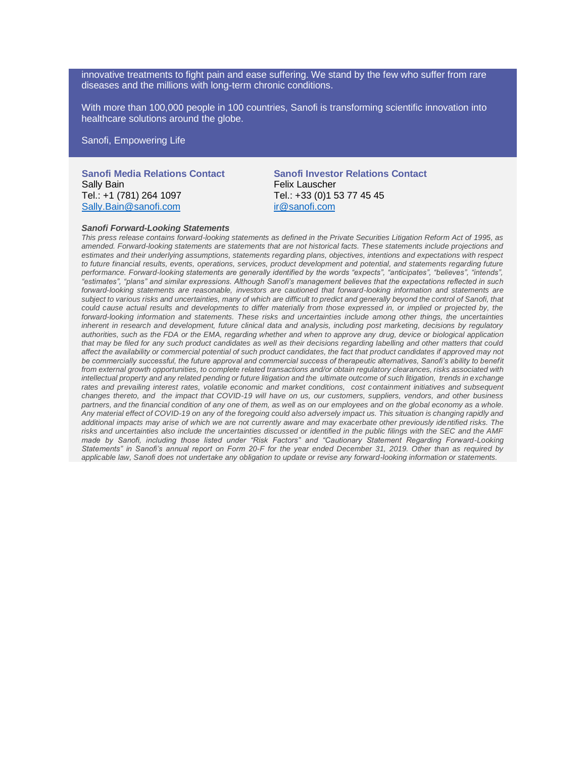innovative treatments to fight pain and ease suffering. We stand by the few who suffer from rare diseases and the millions with long-term chronic conditions.

With more than 100,000 people in 100 countries, Sanofi is transforming scientific innovation into healthcare solutions around the globe.

Sanofi, Empowering Life

**Sanofi Media Relations Contact**
Sally Bain
Tel.: +1 (781) 264 1097
Sally.Bain@sanofi.com

**Sanofi Investor Relations Contact**
Felix Lauscher
Tel.: +33 (0)1 53 77 45 45
ir@sanofi.com

***Sanofi Forward-Looking Statements***

*This press release contains forward-looking statements as defined in the Private Securities Litigation Reform Act of 1995, as amended. Forward-looking statements are statements that are not historical facts. These statements include projections and estimates and their underlying assumptions, statements regarding plans, objectives, intentions and expectations with respect to future financial results, events, operations, services, product development and potential, and statements regarding future performance. Forward-looking statements are generally identified by the words "expects", "anticipates", "believes", "intends", "estimates", "plans" and similar expressions. Although Sanofi's management believes that the expectations reflected in such forward-looking statements are reasonable, investors are cautioned that forward-looking information and statements are subject to various risks and uncertainties, many of which are difficult to predict and generally beyond the control of Sanofi, that could cause actual results and developments to differ materially from those expressed in, or implied or projected by, the forward-looking information and statements. These risks and uncertainties include among other things, the uncertainties inherent in research and development, future clinical data and analysis, including post marketing, decisions by regulatory authorities, such as the FDA or the EMA, regarding whether and when to approve any drug, device or biological application that may be filed for any such product candidates as well as their decisions regarding labelling and other matters that could affect the availability or commercial potential of such product candidates, the fact that product candidates if approved may not be commercially successful, the future approval and commercial success of therapeutic alternatives, Sanofi's ability to benefit from external growth opportunities, to complete related transactions and/or obtain regulatory clearances, risks associated with intellectual property and any related pending or future litigation and the ultimate outcome of such litigation, trends in exchange rates and prevailing interest rates, volatile economic and market conditions, cost containment initiatives and subsequent changes thereto, and the impact that COVID-19 will have on us, our customers, suppliers, vendors, and other business partners, and the financial condition of any one of them, as well as on our employees and on the global economy as a whole. Any material effect of COVID-19 on any of the foregoing could also adversely impact us. This situation is changing rapidly and additional impacts may arise of which we are not currently aware and may exacerbate other previously identified risks. The risks and uncertainties also include the uncertainties discussed or identified in the public filings with the SEC and the AMF made by Sanofi, including those listed under "Risk Factors" and "Cautionary Statement Regarding Forward-Looking Statements" in Sanofi's annual report on Form 20-F for the year ended December 31, 2019. Other than as required by applicable law, Sanofi does not undertake any obligation to update or revise any forward-looking information or statements.*